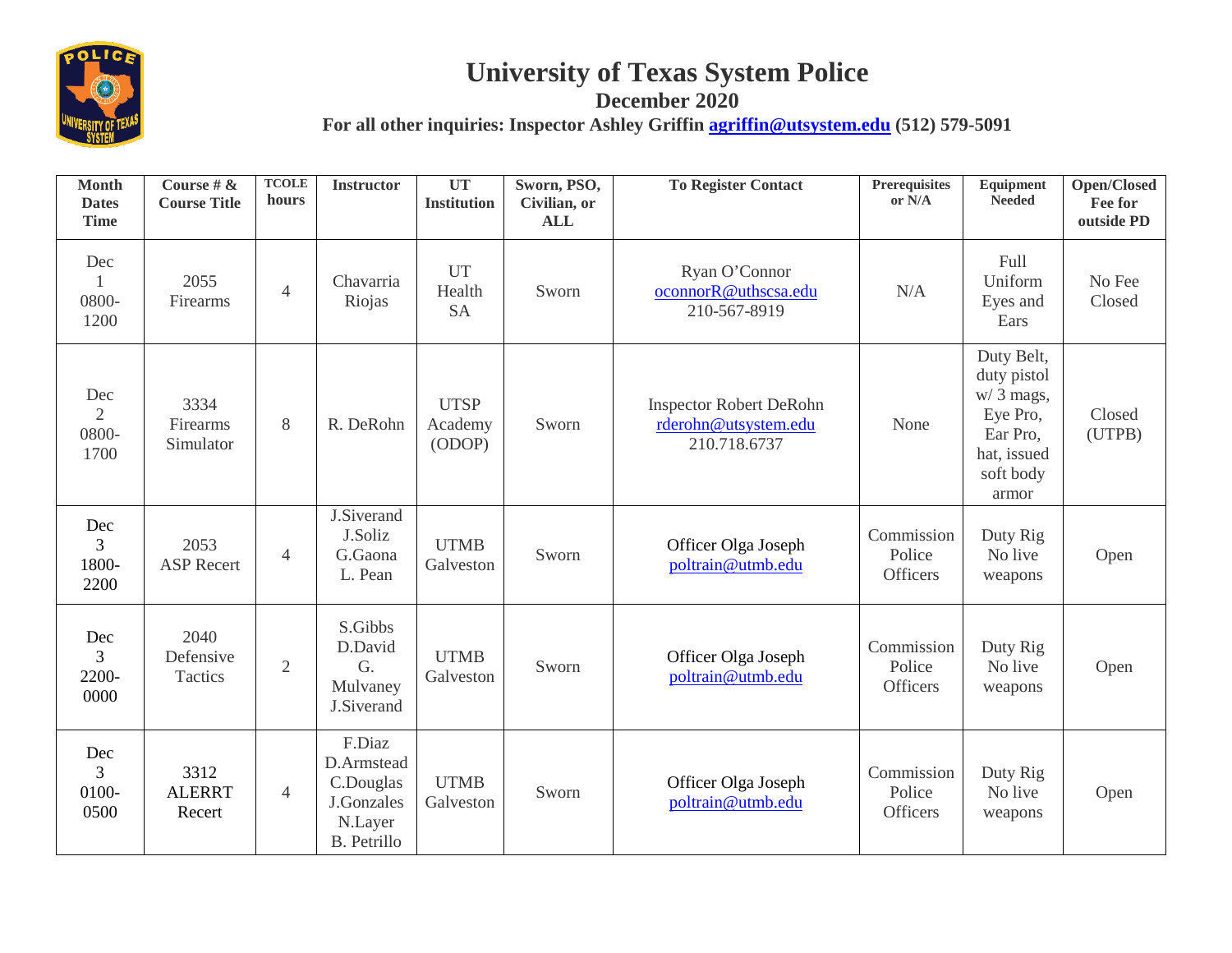# University of Texas System Police

**December 2020**

**For all other inquiries: Inspector Ashley Griffin agriffin@utsystem.edu (512) 579-5091**

| Month Dates Time | Course # & Course Title | TCOLE hours | Instructor | UT Institution | Sworn, PSO, Civilian, or ALL | To Register Contact | Prerequisites or N/A | Equipment Needed | Open/Closed Fee for outside PD |
|---|---|---|---|---|---|---|---|---|---|
| Dec 1 0800-1200 | 2055 Firearms | 4 | Chavarria Riojas | UT Health SA | Sworn | Ryan O'Connor oconnorR@uthscsa.edu 210-567-8919 | N/A | Full Uniform Eyes and Ears | No Fee Closed |
| Dec 2 0800-1700 | 3334 Firearms Simulator | 8 | R. DeRohn | UTSP Academy (ODOP) | Sworn | Inspector Robert DeRohn rderohn@utsystem.edu 210.718.6737 | None | Duty Belt, duty pistol w/ 3 mags, Eye Pro, Ear Pro, hat, issued soft body armor | Closed (UTPB) |
| Dec 3 1800-2200 | 2053 ASP Recert | 4 | J.Siverand J.Soliz G.Gaona L. Pean | UTMB Galveston | Sworn | Officer Olga Joseph poltrain@utmb.edu | Commission Police Officers | Duty Rig No live weapons | Open |
| Dec 3 2200-0000 | 2040 Defensive Tactics | 2 | S.Gibbs D.David G. Mulvaney J.Siverand | UTMB Galveston | Sworn | Officer Olga Joseph poltrain@utmb.edu | Commission Police Officers | Duty Rig No live weapons | Open |
| Dec 3 0100-0500 | 3312 ALERRT Recert | 4 | F.Diaz D.Armstead C.Douglas J.Gonzales N.Layer B. Petrillo | UTMB Galveston | Sworn | Officer Olga Joseph poltrain@utmb.edu | Commission Police Officers | Duty Rig No live weapons | Open |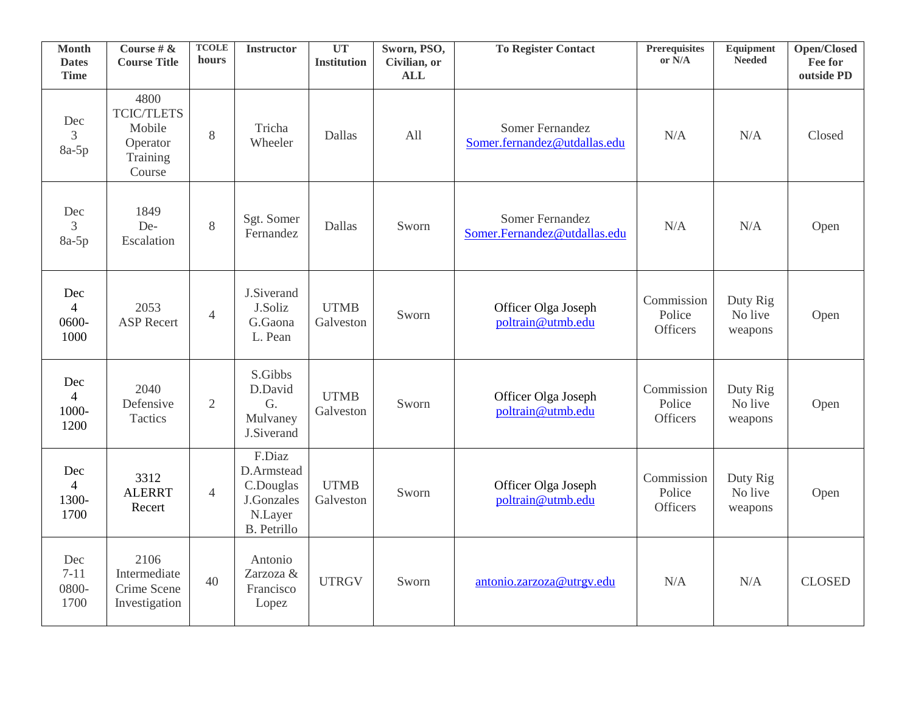| Month Dates Time | Course # & Course Title | TCOLE hours | Instructor | UT Institution | Sworn, PSO, Civilian, or ALL | To Register Contact | Prerequisites or N/A | Equipment Needed | Open/Closed Fee for outside PD |
|---|---|---|---|---|---|---|---|---|---|
| Dec 3 8a-5p | 4800 TCIC/TLETS Mobile Operator Training Course | 8 | Tricha Wheeler | Dallas | All | Somer Fernandez Somer.fernandez@utdallas.edu | N/A | N/A | Closed |
| Dec 3 8a-5p | 1849 De-Escalation | 8 | Sgt. Somer Fernandez | Dallas | Sworn | Somer Fernandez Somer.Fernandez@utdallas.edu | N/A | N/A | Open |
| Dec 4 0600-1000 | 2053 ASP Recert | 4 | J.Siverand J.Soliz G.Gaona L. Pean | UTMB Galveston | Sworn | Officer Olga Joseph poltrain@utmb.edu | Commission Police Officers | Duty Rig No live weapons | Open |
| Dec 4 1000-1200 | 2040 Defensive Tactics | 2 | S.Gibbs D.David G. Mulvaney J.Siverand | UTMB Galveston | Sworn | Officer Olga Joseph poltrain@utmb.edu | Commission Police Officers | Duty Rig No live weapons | Open |
| Dec 4 1300-1700 | 3312 ALERRT Recert | 4 | F.Diaz D.Armstead C.Douglas J.Gonzales N.Layer B. Petrillo | UTMB Galveston | Sworn | Officer Olga Joseph poltrain@utmb.edu | Commission Police Officers | Duty Rig No live weapons | Open |
| Dec 7-11 0800-1700 | 2106 Intermediate Crime Scene Investigation | 40 | Antonio Zarzoza & Francisco Lopez | UTRGV | Sworn | antonio.zarzoza@utrgv.edu | N/A | N/A | CLOSED |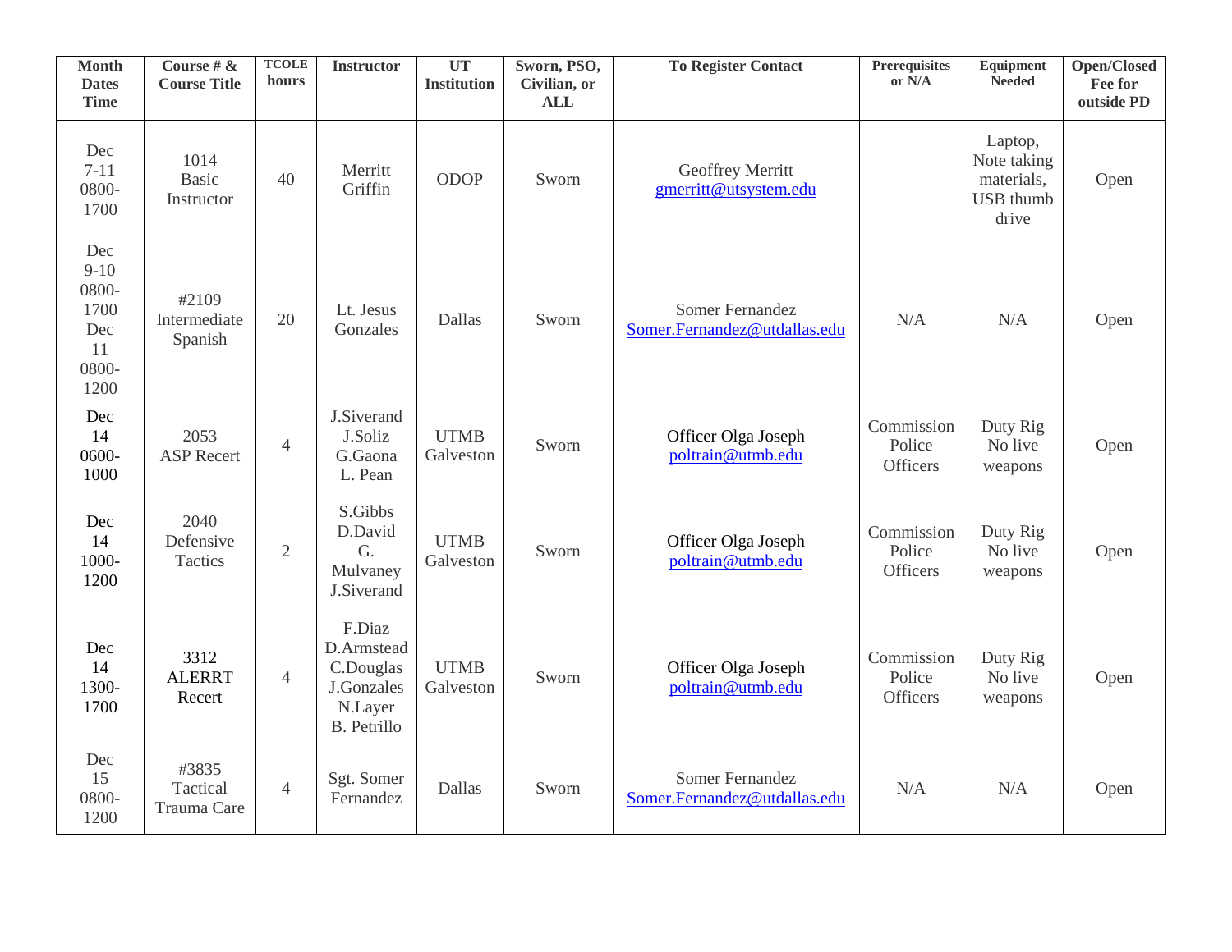| Month Dates Time | Course # & Course Title | TCOLE hours | Instructor | UT Institution | Sworn, PSO, Civilian, or ALL | To Register Contact | Prerequisites or N/A | Equipment Needed | Open/Closed Fee for outside PD |
|---|---|---|---|---|---|---|---|---|---|
| Dec 7-11 0800-1700 | 1014 Basic Instructor | 40 | Merritt Griffin | ODOP | Sworn | Geoffrey Merritt gmerritt@utsystem.edu | | Laptop, Note taking materials, USB thumb drive | Open |
| Dec 9-10 0800-1700 Dec 11 0800-1200 | #2109 Intermediate Spanish | 20 | Lt. Jesus Gonzales | Dallas | Sworn | Somer Fernandez Somer.Fernandez@utdallas.edu | N/A | N/A | Open |
| Dec 14 0600-1000 | 2053 ASP Recert | 4 | J.Siverand J.Soliz G.Gaona L. Pean | UTMB Galveston | Sworn | Officer Olga Joseph poltrain@utmb.edu | Commission Police Officers | Duty Rig No live weapons | Open |
| Dec 14 1000-1200 | 2040 Defensive Tactics | 2 | S.Gibbs D.David G. Mulvaney J.Siverand | UTMB Galveston | Sworn | Officer Olga Joseph poltrain@utmb.edu | Commission Police Officers | Duty Rig No live weapons | Open |
| Dec 14 1300-1700 | 3312 ALERRT Recert | 4 | F.Diaz D.Armstead C.Douglas J.Gonzales N.Layer B. Petrillo | UTMB Galveston | Sworn | Officer Olga Joseph poltrain@utmb.edu | Commission Police Officers | Duty Rig No live weapons | Open |
| Dec 15 0800-1200 | #3835 Tactical Trauma Care | 4 | Sgt. Somer Fernandez | Dallas | Sworn | Somer Fernandez Somer.Fernandez@utdallas.edu | N/A | N/A | Open |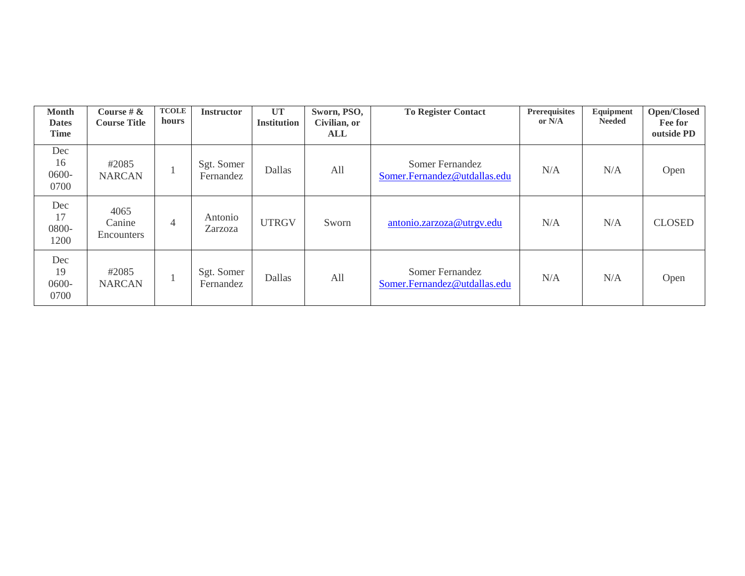| Month Dates Time | Course # & Course Title | TCOLE hours | Instructor | UT Institution | Sworn, PSO, Civilian, or ALL | To Register Contact | Prerequisites or N/A | Equipment Needed | Open/Closed Fee for outside PD |
|---|---|---|---|---|---|---|---|---|---|
| Dec 16 0600-0700 | #2085 NARCAN | 1 | Sgt. Somer Fernandez | Dallas | All | Somer Fernandez Somer.Fernandez@utdallas.edu | N/A | N/A | Open |
| Dec 17 0800-1200 | 4065 Canine Encounters | 4 | Antonio Zarzoza | UTRGV | Sworn | antonio.zarzoza@utrgv.edu | N/A | N/A | CLOSED |
| Dec 19 0600-0700 | #2085 NARCAN | 1 | Sgt. Somer Fernandez | Dallas | All | Somer Fernandez Somer.Fernandez@utdallas.edu | N/A | N/A | Open |